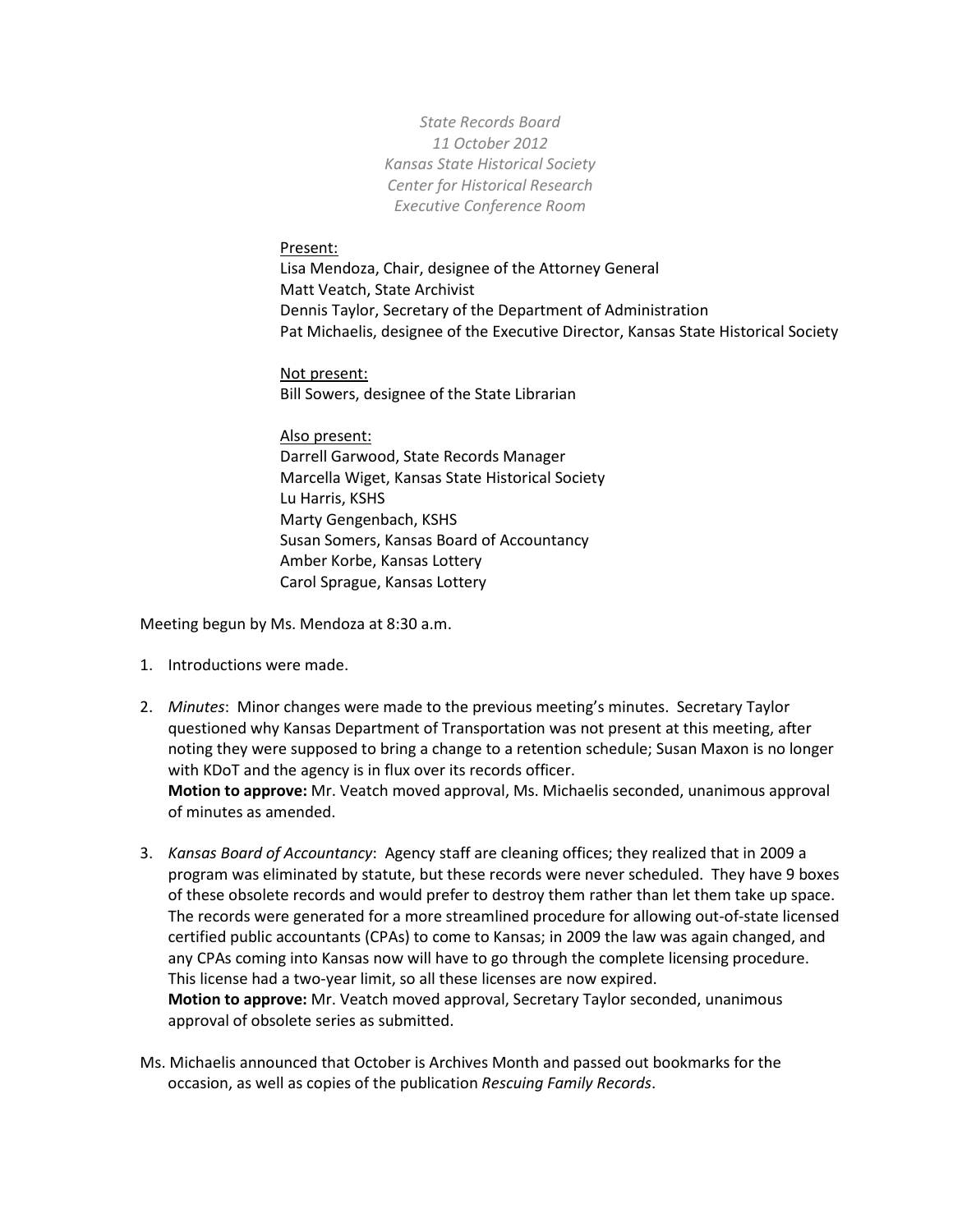*State Records Board*
*11 October 2012*
*Kansas State Historical Society*
*Center for Historical Research*
*Executive Conference Room*

Present:
Lisa Mendoza, Chair, designee of the Attorney General
Matt Veatch, State Archivist
Dennis Taylor, Secretary of the Department of Administration
Pat Michaelis, designee of the Executive Director, Kansas State Historical Society

Not present:
Bill Sowers, designee of the State Librarian

Also present:
Darrell Garwood, State Records Manager
Marcella Wiget, Kansas State Historical Society
Lu Harris, KSHS
Marty Gengenbach, KSHS
Susan Somers, Kansas Board of Accountancy
Amber Korbe, Kansas Lottery
Carol Sprague, Kansas Lottery

Meeting begun by Ms. Mendoza at 8:30 a.m.

1. Introductions were made.

2. *Minutes*: Minor changes were made to the previous meeting's minutes. Secretary Taylor questioned why Kansas Department of Transportation was not present at this meeting, after noting they were supposed to bring a change to a retention schedule; Susan Maxon is no longer with KDoT and the agency is in flux over its records officer.
   **Motion to approve:** Mr. Veatch moved approval, Ms. Michaelis seconded, unanimous approval of minutes as amended.

3. *Kansas Board of Accountancy*: Agency staff are cleaning offices; they realized that in 2009 a program was eliminated by statute, but these records were never scheduled. They have 9 boxes of these obsolete records and would prefer to destroy them rather than let them take up space. The records were generated for a more streamlined procedure for allowing out-of-state licensed certified public accountants (CPAs) to come to Kansas; in 2009 the law was again changed, and any CPAs coming into Kansas now will have to go through the complete licensing procedure. This license had a two-year limit, so all these licenses are now expired.
   **Motion to approve:** Mr. Veatch moved approval, Secretary Taylor seconded, unanimous approval of obsolete series as submitted.

Ms. Michaelis announced that October is Archives Month and passed out bookmarks for the occasion, as well as copies of the publication *Rescuing Family Records*.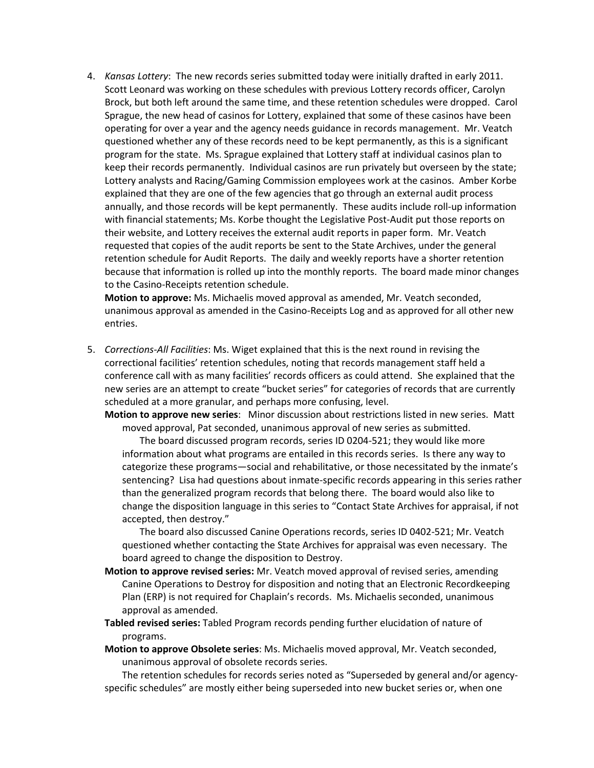4. *Kansas Lottery*: The new records series submitted today were initially drafted in early 2011. Scott Leonard was working on these schedules with previous Lottery records officer, Carolyn Brock, but both left around the same time, and these retention schedules were dropped. Carol Sprague, the new head of casinos for Lottery, explained that some of these casinos have been operating for over a year and the agency needs guidance in records management. Mr. Veatch questioned whether any of these records need to be kept permanently, as this is a significant program for the state. Ms. Sprague explained that Lottery staff at individual casinos plan to keep their records permanently. Individual casinos are run privately but overseen by the state; Lottery analysts and Racing/Gaming Commission employees work at the casinos. Amber Korbe explained that they are one of the few agencies that go through an external audit process annually, and those records will be kept permanently. These audits include roll-up information with financial statements; Ms. Korbe thought the Legislative Post-Audit put those reports on their website, and Lottery receives the external audit reports in paper form. Mr. Veatch requested that copies of the audit reports be sent to the State Archives, under the general retention schedule for Audit Reports. The daily and weekly reports have a shorter retention because that information is rolled up into the monthly reports. The board made minor changes to the Casino-Receipts retention schedule.

   **Motion to approve:** Ms. Michaelis moved approval as amended, Mr. Veatch seconded, unanimous approval as amended in the Casino-Receipts Log and as approved for all other new entries.

5. *Corrections-All Facilities*: Ms. Wiget explained that this is the next round in revising the correctional facilities' retention schedules, noting that records management staff held a conference call with as many facilities' records officers as could attend. She explained that the new series are an attempt to create "bucket series" for categories of records that are currently scheduled at a more granular, and perhaps more confusing, level.

   **Motion to approve new series**: Minor discussion about restrictions listed in new series. Matt moved approval, Pat seconded, unanimous approval of new series as submitted.

   The board discussed program records, series ID 0204-521; they would like more information about what programs are entailed in this records series. Is there any way to categorize these programs—social and rehabilitative, or those necessitated by the inmate's sentencing? Lisa had questions about inmate-specific records appearing in this series rather than the generalized program records that belong there. The board would also like to change the disposition language in this series to "Contact State Archives for appraisal, if not accepted, then destroy."

   The board also discussed Canine Operations records, series ID 0402-521; Mr. Veatch questioned whether contacting the State Archives for appraisal was even necessary. The board agreed to change the disposition to Destroy.

   **Motion to approve revised series:** Mr. Veatch moved approval of revised series, amending Canine Operations to Destroy for disposition and noting that an Electronic Recordkeeping Plan (ERP) is not required for Chaplain's records. Ms. Michaelis seconded, unanimous approval as amended.

   **Tabled revised series:** Tabled Program records pending further elucidation of nature of programs.

   **Motion to approve Obsolete series**: Ms. Michaelis moved approval, Mr. Veatch seconded, unanimous approval of obsolete records series.

   The retention schedules for records series noted as "Superseded by general and/or agency-specific schedules" are mostly either being superseded into new bucket series or, when one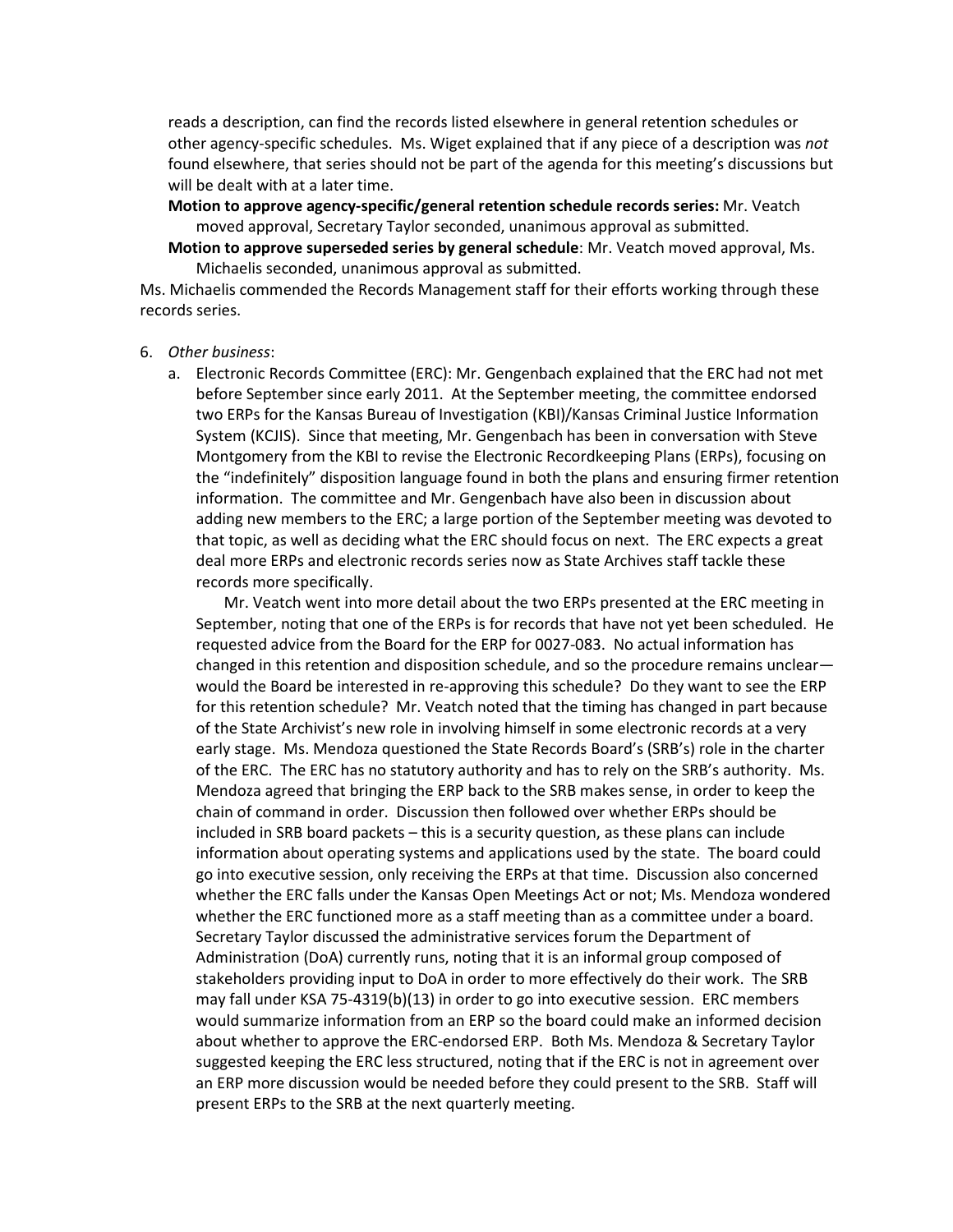reads a description, can find the records listed elsewhere in general retention schedules or other agency-specific schedules. Ms. Wiget explained that if any piece of a description was *not* found elsewhere, that series should not be part of the agenda for this meeting's discussions but will be dealt with at a later time.

**Motion to approve agency-specific/general retention schedule records series:** Mr. Veatch moved approval, Secretary Taylor seconded, unanimous approval as submitted.

**Motion to approve superseded series by general schedule**: Mr. Veatch moved approval, Ms. Michaelis seconded, unanimous approval as submitted.

Ms. Michaelis commended the Records Management staff for their efforts working through these records series.

6. *Other business*:
   a. Electronic Records Committee (ERC): Mr. Gengenbach explained that the ERC had not met before September since early 2011. At the September meeting, the committee endorsed two ERPs for the Kansas Bureau of Investigation (KBI)/Kansas Criminal Justice Information System (KCJIS). Since that meeting, Mr. Gengenbach has been in conversation with Steve Montgomery from the KBI to revise the Electronic Recordkeeping Plans (ERPs), focusing on the "indefinitely" disposition language found in both the plans and ensuring firmer retention information. The committee and Mr. Gengenbach have also been in discussion about adding new members to the ERC; a large portion of the September meeting was devoted to that topic, as well as deciding what the ERC should focus on next. The ERC expects a great deal more ERPs and electronic records series now as State Archives staff tackle these records more specifically.

      Mr. Veatch went into more detail about the two ERPs presented at the ERC meeting in September, noting that one of the ERPs is for records that have not yet been scheduled. He requested advice from the Board for the ERP for 0027-083. No actual information has changed in this retention and disposition schedule, and so the procedure remains unclear—would the Board be interested in re-approving this schedule? Do they want to see the ERP for this retention schedule? Mr. Veatch noted that the timing has changed in part because of the State Archivist's new role in involving himself in some electronic records at a very early stage. Ms. Mendoza questioned the State Records Board's (SRB's) role in the charter of the ERC. The ERC has no statutory authority and has to rely on the SRB's authority. Ms. Mendoza agreed that bringing the ERP back to the SRB makes sense, in order to keep the chain of command in order. Discussion then followed over whether ERPs should be included in SRB board packets – this is a security question, as these plans can include information about operating systems and applications used by the state. The board could go into executive session, only receiving the ERPs at that time. Discussion also concerned whether the ERC falls under the Kansas Open Meetings Act or not; Ms. Mendoza wondered whether the ERC functioned more as a staff meeting than as a committee under a board. Secretary Taylor discussed the administrative services forum the Department of Administration (DoA) currently runs, noting that it is an informal group composed of stakeholders providing input to DoA in order to more effectively do their work. The SRB may fall under KSA 75-4319(b)(13) in order to go into executive session. ERC members would summarize information from an ERP so the board could make an informed decision about whether to approve the ERC-endorsed ERP. Both Ms. Mendoza & Secretary Taylor suggested keeping the ERC less structured, noting that if the ERC is not in agreement over an ERP more discussion would be needed before they could present to the SRB. Staff will present ERPs to the SRB at the next quarterly meeting.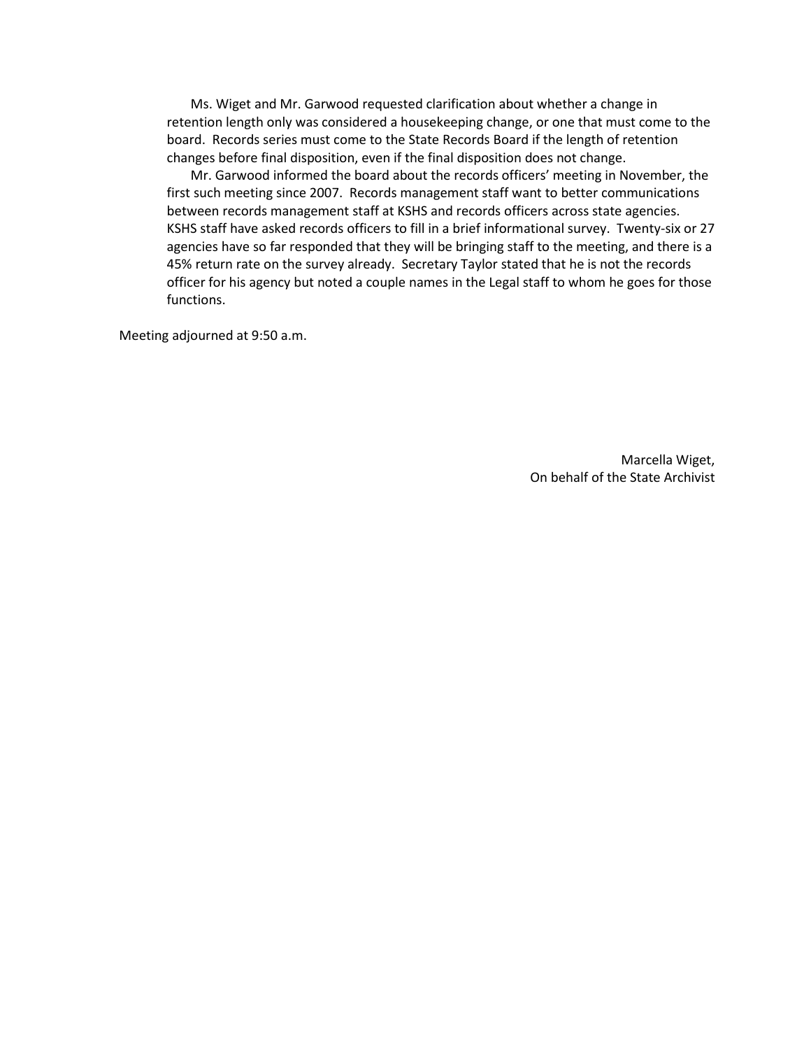Ms. Wiget and Mr. Garwood requested clarification about whether a change in retention length only was considered a housekeeping change, or one that must come to the board. Records series must come to the State Records Board if the length of retention changes before final disposition, even if the final disposition does not change.

Mr. Garwood informed the board about the records officers' meeting in November, the first such meeting since 2007. Records management staff want to better communications between records management staff at KSHS and records officers across state agencies. KSHS staff have asked records officers to fill in a brief informational survey. Twenty-six or 27 agencies have so far responded that they will be bringing staff to the meeting, and there is a 45% return rate on the survey already. Secretary Taylor stated that he is not the records officer for his agency but noted a couple names in the Legal staff to whom he goes for those functions.

Meeting adjourned at 9:50 a.m.

Marcella Wiget,
On behalf of the State Archivist